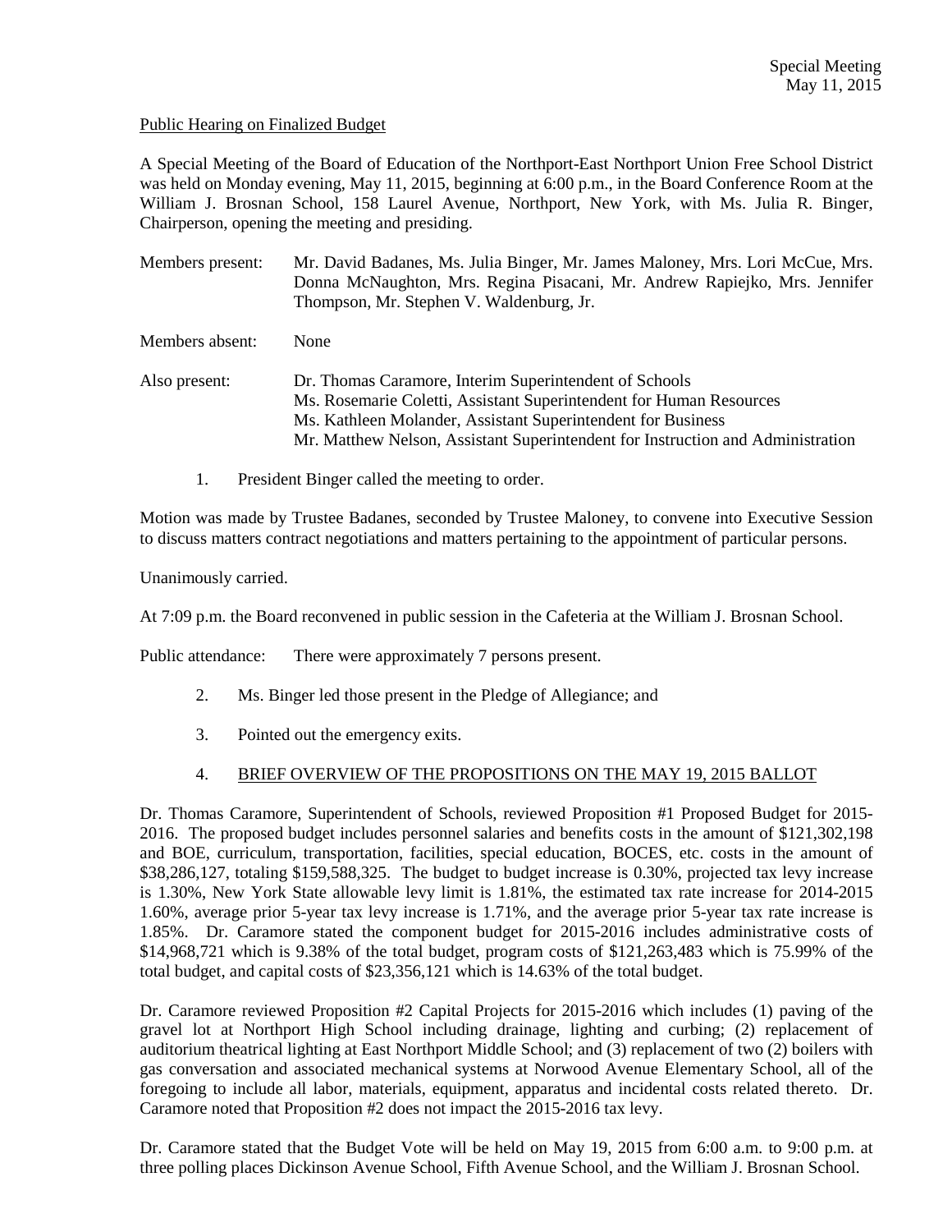Special Meeting
May 11, 2015

Public Hearing on Finalized Budget

A Special Meeting of the Board of Education of the Northport-East Northport Union Free School District was held on Monday evening, May 11, 2015, beginning at 6:00 p.m., in the Board Conference Room at the William J. Brosnan School, 158 Laurel Avenue, Northport, New York, with Ms. Julia R. Binger, Chairperson, opening the meeting and presiding.

Members present: Mr. David Badanes, Ms. Julia Binger, Mr. James Maloney, Mrs. Lori McCue, Mrs. Donna McNaughton, Mrs. Regina Pisacani, Mr. Andrew Rapiejko, Mrs. Jennifer Thompson, Mr. Stephen V. Waldenburg, Jr.

Members absent: None

Also present: Dr. Thomas Caramore, Interim Superintendent of Schools
Ms. Rosemarie Coletti, Assistant Superintendent for Human Resources
Ms. Kathleen Molander, Assistant Superintendent for Business
Mr. Matthew Nelson, Assistant Superintendent for Instruction and Administration

1. President Binger called the meeting to order.

Motion was made by Trustee Badanes, seconded by Trustee Maloney, to convene into Executive Session to discuss matters contract negotiations and matters pertaining to the appointment of particular persons.

Unanimously carried.

At 7:09 p.m. the Board reconvened in public session in the Cafeteria at the William J. Brosnan School.

Public attendance: There were approximately 7 persons present.

2. Ms. Binger led those present in the Pledge of Allegiance; and

3. Pointed out the emergency exits.

4. BRIEF OVERVIEW OF THE PROPOSITIONS ON THE MAY 19, 2015 BALLOT

Dr. Thomas Caramore, Superintendent of Schools, reviewed Proposition #1 Proposed Budget for 2015-2016. The proposed budget includes personnel salaries and benefits costs in the amount of $121,302,198 and BOE, curriculum, transportation, facilities, special education, BOCES, etc. costs in the amount of $38,286,127, totaling $159,588,325. The budget to budget increase is 0.30%, projected tax levy increase is 1.30%, New York State allowable levy limit is 1.81%, the estimated tax rate increase for 2014-2015 1.60%, average prior 5-year tax levy increase is 1.71%, and the average prior 5-year tax rate increase is 1.85%. Dr. Caramore stated the component budget for 2015-2016 includes administrative costs of $14,968,721 which is 9.38% of the total budget, program costs of $121,263,483 which is 75.99% of the total budget, and capital costs of $23,356,121 which is 14.63% of the total budget.

Dr. Caramore reviewed Proposition #2 Capital Projects for 2015-2016 which includes (1) paving of the gravel lot at Northport High School including drainage, lighting and curbing; (2) replacement of auditorium theatrical lighting at East Northport Middle School; and (3) replacement of two (2) boilers with gas conversation and associated mechanical systems at Norwood Avenue Elementary School, all of the foregoing to include all labor, materials, equipment, apparatus and incidental costs related thereto. Dr. Caramore noted that Proposition #2 does not impact the 2015-2016 tax levy.

Dr. Caramore stated that the Budget Vote will be held on May 19, 2015 from 6:00 a.m. to 9:00 p.m. at three polling places Dickinson Avenue School, Fifth Avenue School, and the William J. Brosnan School.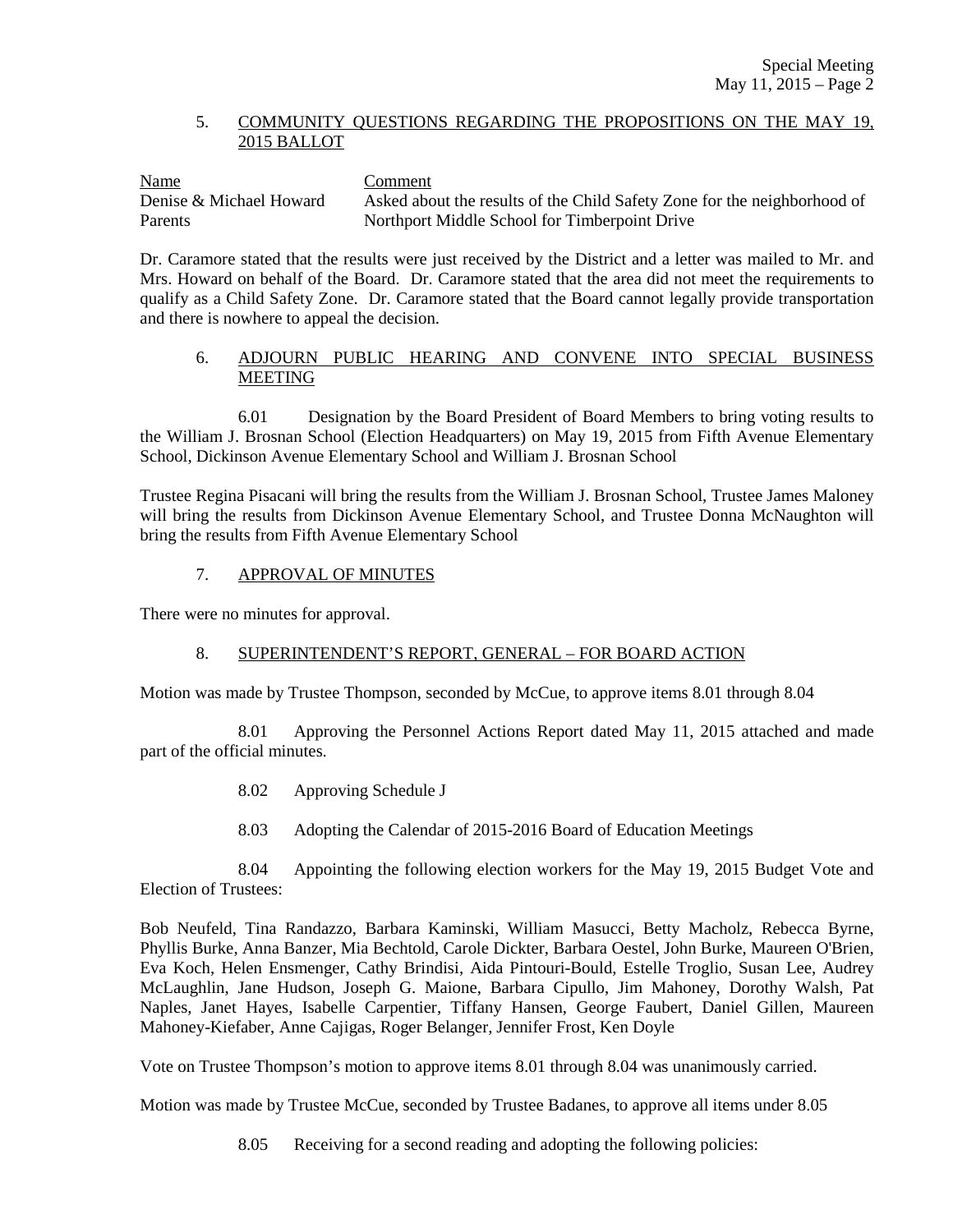5. COMMUNITY QUESTIONS REGARDING THE PROPOSITIONS ON THE MAY 19, 2015 BALLOT

| Name | Comment |
|---|---|
| Denise & Michael Howard Parents | Asked about the results of the Child Safety Zone for the neighborhood of Northport Middle School for Timberpoint Drive |

Dr. Caramore stated that the results were just received by the District and a letter was mailed to Mr. and Mrs. Howard on behalf of the Board. Dr. Caramore stated that the area did not meet the requirements to qualify as a Child Safety Zone. Dr. Caramore stated that the Board cannot legally provide transportation and there is nowhere to appeal the decision.

6. ADJOURN PUBLIC HEARING AND CONVENE INTO SPECIAL BUSINESS MEETING

6.01 Designation by the Board President of Board Members to bring voting results to the William J. Brosnan School (Election Headquarters) on May 19, 2015 from Fifth Avenue Elementary School, Dickinson Avenue Elementary School and William J. Brosnan School

Trustee Regina Pisacani will bring the results from the William J. Brosnan School, Trustee James Maloney will bring the results from Dickinson Avenue Elementary School, and Trustee Donna McNaughton will bring the results from Fifth Avenue Elementary School

7. APPROVAL OF MINUTES

There were no minutes for approval.

8. SUPERINTENDENT'S REPORT, GENERAL – FOR BOARD ACTION

Motion was made by Trustee Thompson, seconded by McCue, to approve items 8.01 through 8.04

8.01 Approving the Personnel Actions Report dated May 11, 2015 attached and made part of the official minutes.

8.02 Approving Schedule J

8.03 Adopting the Calendar of 2015-2016 Board of Education Meetings

8.04 Appointing the following election workers for the May 19, 2015 Budget Vote and Election of Trustees:

Bob Neufeld, Tina Randazzo, Barbara Kaminski, William Masucci, Betty Macholz, Rebecca Byrne, Phyllis Burke, Anna Banzer, Mia Bechtold, Carole Dickter, Barbara Oestel, John Burke, Maureen O'Brien, Eva Koch, Helen Ensmenger, Cathy Brindisi, Aida Pintouri-Bould, Estelle Troglio, Susan Lee, Audrey McLaughlin, Jane Hudson, Joseph G. Maione, Barbara Cipullo, Jim Mahoney, Dorothy Walsh, Pat Naples, Janet Hayes, Isabelle Carpentier, Tiffany Hansen, George Faubert, Daniel Gillen, Maureen Mahoney-Kiefaber, Anne Cajigas, Roger Belanger, Jennifer Frost, Ken Doyle

Vote on Trustee Thompson's motion to approve items 8.01 through 8.04 was unanimously carried.

Motion was made by Trustee McCue, seconded by Trustee Badanes, to approve all items under 8.05

8.05 Receiving for a second reading and adopting the following policies: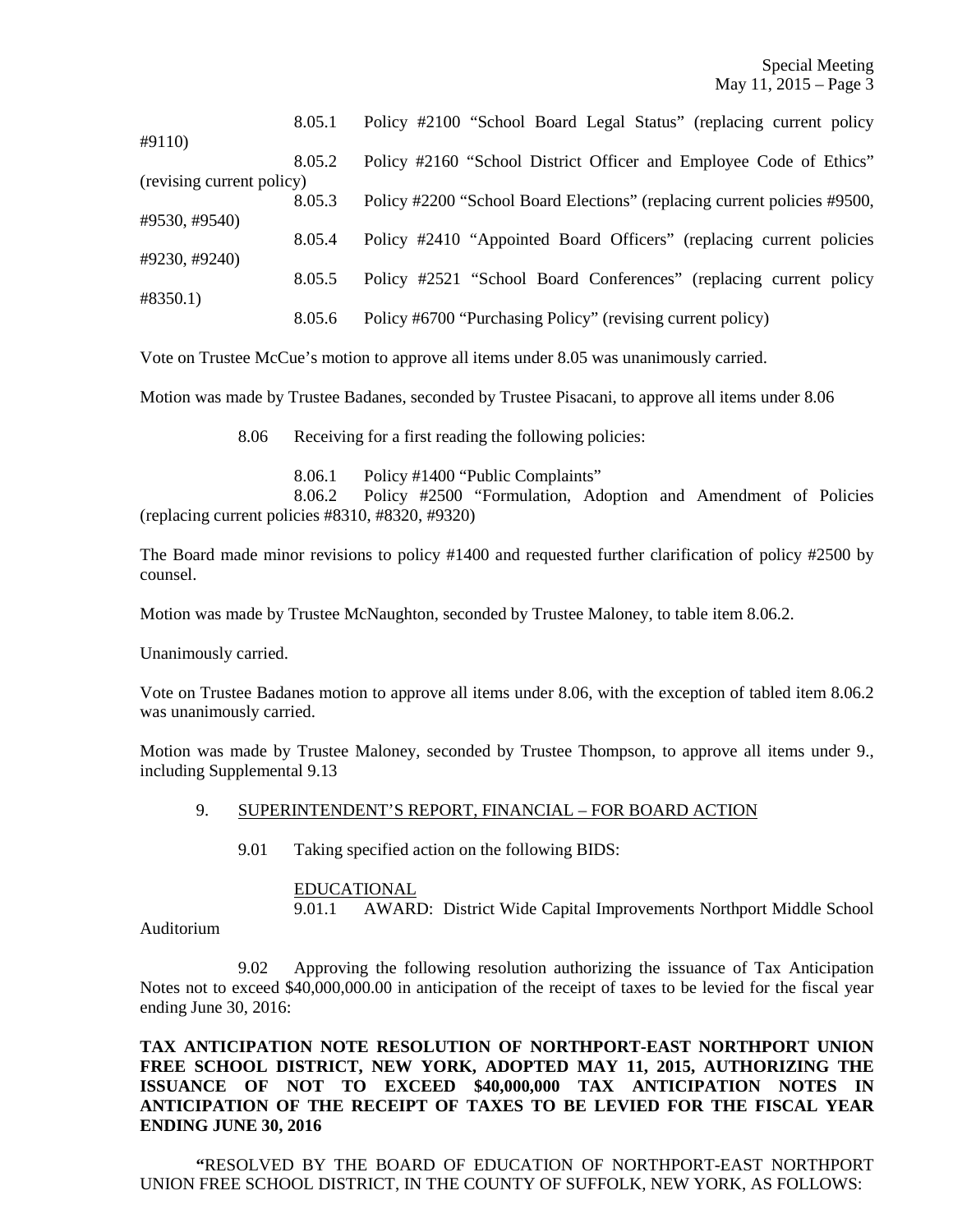8.05.1 Policy #2100 "School Board Legal Status" (replacing current policy #9110)

8.05.2 Policy #2160 "School District Officer and Employee Code of Ethics" (revising current policy)

8.05.3 Policy #2200 "School Board Elections" (replacing current policies #9500, #9530, #9540)

8.05.4 Policy #2410 "Appointed Board Officers" (replacing current policies #9230, #9240)

8.05.5 Policy #2521 "School Board Conferences" (replacing current policy #8350.1)

8.05.6 Policy #6700 "Purchasing Policy" (revising current policy)

Vote on Trustee McCue's motion to approve all items under 8.05 was unanimously carried.

Motion was made by Trustee Badanes, seconded by Trustee Pisacani, to approve all items under 8.06

8.06 Receiving for a first reading the following policies:

8.06.1 Policy #1400 "Public Complaints"

8.06.2 Policy #2500 "Formulation, Adoption and Amendment of Policies (replacing current policies #8310, #8320, #9320)

The Board made minor revisions to policy #1400 and requested further clarification of policy #2500 by counsel.

Motion was made by Trustee McNaughton, seconded by Trustee Maloney, to table item 8.06.2.

Unanimously carried.

Vote on Trustee Badanes motion to approve all items under 8.06, with the exception of tabled item 8.06.2 was unanimously carried.

Motion was made by Trustee Maloney, seconded by Trustee Thompson, to approve all items under 9., including Supplemental 9.13

9. SUPERINTENDENT'S REPORT, FINANCIAL – FOR BOARD ACTION

9.01 Taking specified action on the following BIDS:

EDUCATIONAL

9.01.1 AWARD: District Wide Capital Improvements Northport Middle School Auditorium

9.02 Approving the following resolution authorizing the issuance of Tax Anticipation Notes not to exceed $40,000,000.00 in anticipation of the receipt of taxes to be levied for the fiscal year ending June 30, 2016:

**TAX ANTICIPATION NOTE RESOLUTION OF NORTHPORT-EAST NORTHPORT UNION FREE SCHOOL DISTRICT, NEW YORK, ADOPTED MAY 11, 2015, AUTHORIZING THE ISSUANCE OF NOT TO EXCEED $40,000,000 TAX ANTICIPATION NOTES IN ANTICIPATION OF THE RECEIPT OF TAXES TO BE LEVIED FOR THE FISCAL YEAR ENDING JUNE 30, 2016**

"RESOLVED BY THE BOARD OF EDUCATION OF NORTHPORT-EAST NORTHPORT UNION FREE SCHOOL DISTRICT, IN THE COUNTY OF SUFFOLK, NEW YORK, AS FOLLOWS: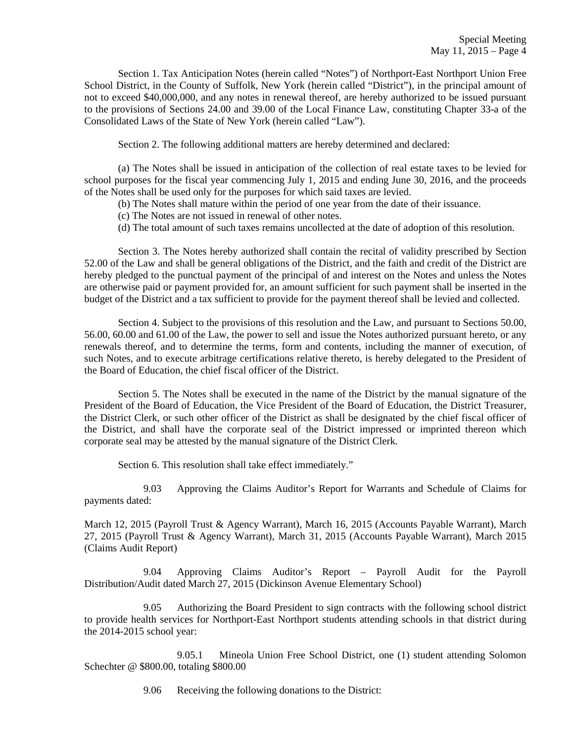Section 1. Tax Anticipation Notes (herein called "Notes") of Northport-East Northport Union Free School District, in the County of Suffolk, New York (herein called "District"), in the principal amount of not to exceed $40,000,000, and any notes in renewal thereof, are hereby authorized to be issued pursuant to the provisions of Sections 24.00 and 39.00 of the Local Finance Law, constituting Chapter 33-a of the Consolidated Laws of the State of New York (herein called "Law").

Section 2. The following additional matters are hereby determined and declared:

(a) The Notes shall be issued in anticipation of the collection of real estate taxes to be levied for school purposes for the fiscal year commencing July 1, 2015 and ending June 30, 2016, and the proceeds of the Notes shall be used only for the purposes for which said taxes are levied.

(b) The Notes shall mature within the period of one year from the date of their issuance.

(c) The Notes are not issued in renewal of other notes.

(d) The total amount of such taxes remains uncollected at the date of adoption of this resolution.

Section 3. The Notes hereby authorized shall contain the recital of validity prescribed by Section 52.00 of the Law and shall be general obligations of the District, and the faith and credit of the District are hereby pledged to the punctual payment of the principal of and interest on the Notes and unless the Notes are otherwise paid or payment provided for, an amount sufficient for such payment shall be inserted in the budget of the District and a tax sufficient to provide for the payment thereof shall be levied and collected.

Section 4. Subject to the provisions of this resolution and the Law, and pursuant to Sections 50.00, 56.00, 60.00 and 61.00 of the Law, the power to sell and issue the Notes authorized pursuant hereto, or any renewals thereof, and to determine the terms, form and contents, including the manner of execution, of such Notes, and to execute arbitrage certifications relative thereto, is hereby delegated to the President of the Board of Education, the chief fiscal officer of the District.

Section 5. The Notes shall be executed in the name of the District by the manual signature of the President of the Board of Education, the Vice President of the Board of Education, the District Treasurer, the District Clerk, or such other officer of the District as shall be designated by the chief fiscal officer of the District, and shall have the corporate seal of the District impressed or imprinted thereon which corporate seal may be attested by the manual signature of the District Clerk.

Section 6. This resolution shall take effect immediately."

9.03 Approving the Claims Auditor's Report for Warrants and Schedule of Claims for payments dated:

March 12, 2015 (Payroll Trust & Agency Warrant), March 16, 2015 (Accounts Payable Warrant), March 27, 2015 (Payroll Trust & Agency Warrant), March 31, 2015 (Accounts Payable Warrant), March 2015 (Claims Audit Report)

9.04 Approving Claims Auditor's Report – Payroll Audit for the Payroll Distribution/Audit dated March 27, 2015 (Dickinson Avenue Elementary School)

9.05 Authorizing the Board President to sign contracts with the following school district to provide health services for Northport-East Northport students attending schools in that district during the 2014-2015 school year:

9.05.1 Mineola Union Free School District, one (1) student attending Solomon Schechter @ $800.00, totaling $800.00

9.06 Receiving the following donations to the District: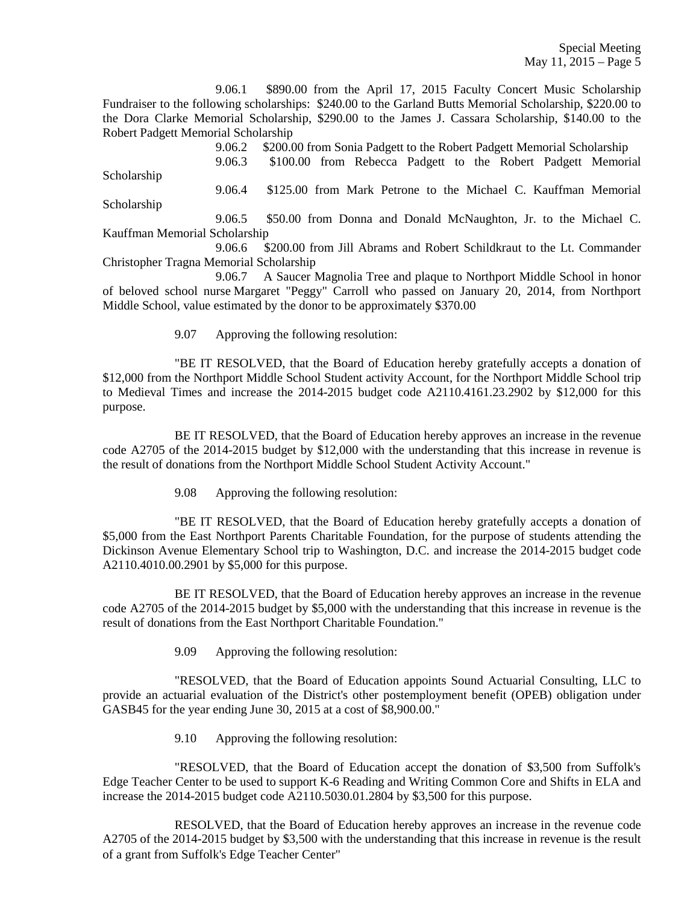9.06.1 $890.00 from the April 17, 2015 Faculty Concert Music Scholarship Fundraiser to the following scholarships: $240.00 to the Garland Butts Memorial Scholarship, $220.00 to the Dora Clarke Memorial Scholarship, $290.00 to the James J. Cassara Scholarship, $140.00 to the Robert Padgett Memorial Scholarship

9.06.2 $200.00 from Sonia Padgett to the Robert Padgett Memorial Scholarship

9.06.3 $100.00 from Rebecca Padgett to the Robert Padgett Memorial Scholarship

9.06.4 $125.00 from Mark Petrone to the Michael C. Kauffman Memorial Scholarship

9.06.5 $50.00 from Donna and Donald McNaughton, Jr. to the Michael C. Kauffman Memorial Scholarship

9.06.6 $200.00 from Jill Abrams and Robert Schildkraut to the Lt. Commander Christopher Tragna Memorial Scholarship

9.06.7 A Saucer Magnolia Tree and plaque to Northport Middle School in honor of beloved school nurse Margaret "Peggy" Carroll who passed on January 20, 2014, from Northport Middle School, value estimated by the donor to be approximately $370.00

9.07 Approving the following resolution:

"BE IT RESOLVED, that the Board of Education hereby gratefully accepts a donation of $12,000 from the Northport Middle School Student activity Account, for the Northport Middle School trip to Medieval Times and increase the 2014-2015 budget code A2110.4161.23.2902 by $12,000 for this purpose.

BE IT RESOLVED, that the Board of Education hereby approves an increase in the revenue code A2705 of the 2014-2015 budget by $12,000 with the understanding that this increase in revenue is the result of donations from the Northport Middle School Student Activity Account."

9.08 Approving the following resolution:

"BE IT RESOLVED, that the Board of Education hereby gratefully accepts a donation of $5,000 from the East Northport Parents Charitable Foundation, for the purpose of students attending the Dickinson Avenue Elementary School trip to Washington, D.C. and increase the 2014-2015 budget code A2110.4010.00.2901 by $5,000 for this purpose.

BE IT RESOLVED, that the Board of Education hereby approves an increase in the revenue code A2705 of the 2014-2015 budget by $5,000 with the understanding that this increase in revenue is the result of donations from the East Northport Charitable Foundation."

9.09 Approving the following resolution:

"RESOLVED, that the Board of Education appoints Sound Actuarial Consulting, LLC to provide an actuarial evaluation of the District's other postemployment benefit (OPEB) obligation under GASB45 for the year ending June 30, 2015 at a cost of $8,900.00."

9.10 Approving the following resolution:

"RESOLVED, that the Board of Education accept the donation of $3,500 from Suffolk's Edge Teacher Center to be used to support K-6 Reading and Writing Common Core and Shifts in ELA and increase the 2014-2015 budget code A2110.5030.01.2804 by $3,500 for this purpose.

RESOLVED, that the Board of Education hereby approves an increase in the revenue code A2705 of the 2014-2015 budget by $3,500 with the understanding that this increase in revenue is the result of a grant from Suffolk's Edge Teacher Center"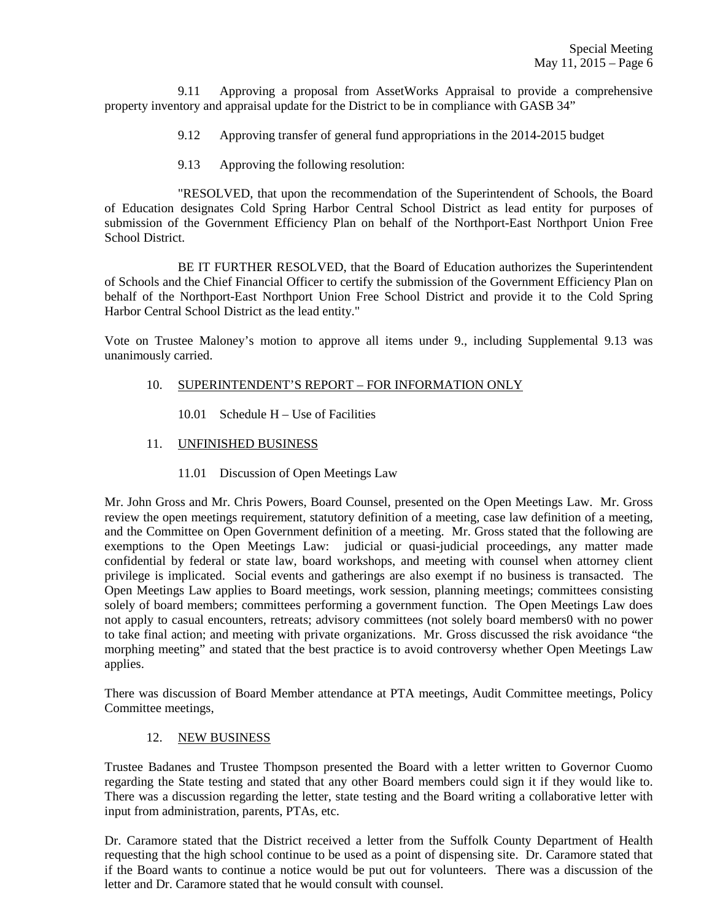9.11 Approving a proposal from AssetWorks Appraisal to provide a comprehensive property inventory and appraisal update for the District to be in compliance with GASB 34"

9.12 Approving transfer of general fund appropriations in the 2014-2015 budget

9.13 Approving the following resolution:

"RESOLVED, that upon the recommendation of the Superintendent of Schools, the Board of Education designates Cold Spring Harbor Central School District as lead entity for purposes of submission of the Government Efficiency Plan on behalf of the Northport-East Northport Union Free School District.

BE IT FURTHER RESOLVED, that the Board of Education authorizes the Superintendent of Schools and the Chief Financial Officer to certify the submission of the Government Efficiency Plan on behalf of the Northport-East Northport Union Free School District and provide it to the Cold Spring Harbor Central School District as the lead entity."

Vote on Trustee Maloney's motion to approve all items under 9., including Supplemental 9.13 was unanimously carried.

10. <u>SUPERINTENDENT'S REPORT – FOR INFORMATION ONLY</u>

10.01 Schedule H – Use of Facilities

11. <u>UNFINISHED BUSINESS</u>

11.01 Discussion of Open Meetings Law

Mr. John Gross and Mr. Chris Powers, Board Counsel, presented on the Open Meetings Law. Mr. Gross review the open meetings requirement, statutory definition of a meeting, case law definition of a meeting, and the Committee on Open Government definition of a meeting. Mr. Gross stated that the following are exemptions to the Open Meetings Law: judicial or quasi-judicial proceedings, any matter made confidential by federal or state law, board workshops, and meeting with counsel when attorney client privilege is implicated. Social events and gatherings are also exempt if no business is transacted. The Open Meetings Law applies to Board meetings, work session, planning meetings; committees consisting solely of board members; committees performing a government function. The Open Meetings Law does not apply to casual encounters, retreats; advisory committees (not solely board members0 with no power to take final action; and meeting with private organizations. Mr. Gross discussed the risk avoidance "the morphing meeting" and stated that the best practice is to avoid controversy whether Open Meetings Law applies.

There was discussion of Board Member attendance at PTA meetings, Audit Committee meetings, Policy Committee meetings,

12. <u>NEW BUSINESS</u>

Trustee Badanes and Trustee Thompson presented the Board with a letter written to Governor Cuomo regarding the State testing and stated that any other Board members could sign it if they would like to. There was a discussion regarding the letter, state testing and the Board writing a collaborative letter with input from administration, parents, PTAs, etc.

Dr. Caramore stated that the District received a letter from the Suffolk County Department of Health requesting that the high school continue to be used as a point of dispensing site. Dr. Caramore stated that if the Board wants to continue a notice would be put out for volunteers. There was a discussion of the letter and Dr. Caramore stated that he would consult with counsel.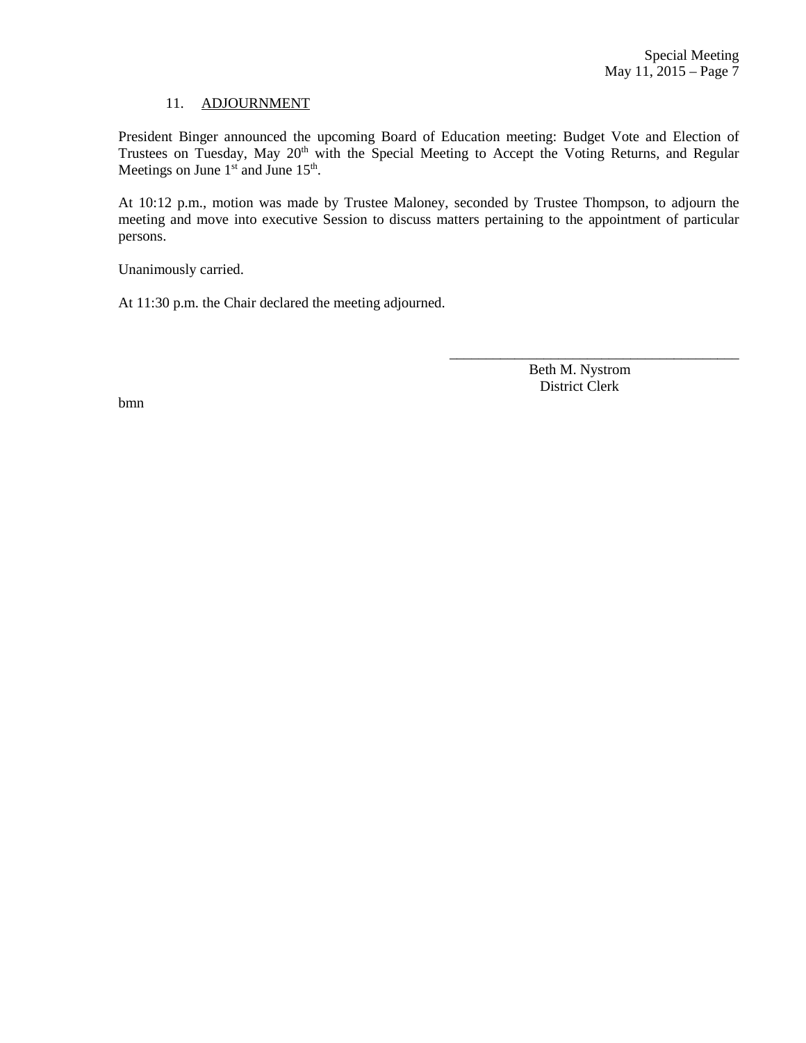11. ADJOURNMENT

President Binger announced the upcoming Board of Education meeting: Budget Vote and Election of Trustees on Tuesday, May 20th with the Special Meeting to Accept the Voting Returns, and Regular Meetings on June 1st and June 15th.

At 10:12 p.m., motion was made by Trustee Maloney, seconded by Trustee Thompson, to adjourn the meeting and move into executive Session to discuss matters pertaining to the appointment of particular persons.

Unanimously carried.

At 11:30 p.m. the Chair declared the meeting adjourned.

\_\_\_\_\_\_\_\_\_\_\_\_\_\_\_\_\_\_\_\_\_\_\_\_\_\_\_\_\_\_\_\_\_\_\_\_\_\_\_\_

Beth M. Nystrom
District Clerk

bmn